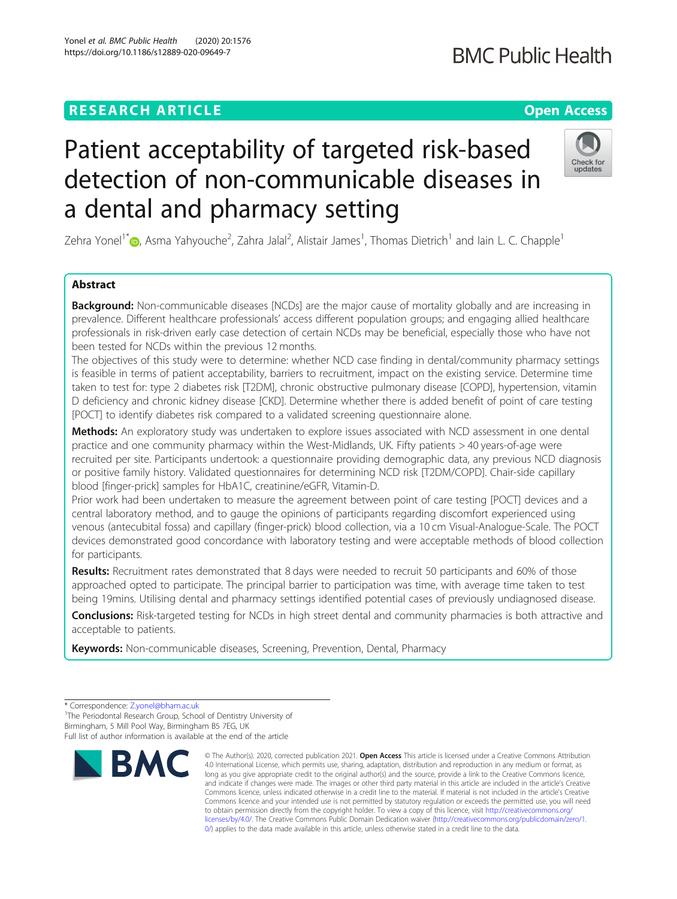RESEARCH ARTICLE

Open Access

# Patient acceptability of targeted risk-based detection of non-communicable diseases in a dental and pharmacy setting

Zehra Yonel[1]*, Asma Yahyouche[2], Zahra Jalal[2], Alistair James[1], Thomas Dietrich[1] and Iain L. C. Chapple[1]

## Abstract

**Background:** Non-communicable diseases [NCDs] are the major cause of mortality globally and are increasing in prevalence. Different healthcare professionals' access different population groups; and engaging allied healthcare professionals in risk-driven early case detection of certain NCDs may be beneficial, especially those who have not been tested for NCDs within the previous 12 months.

The objectives of this study were to determine: whether NCD case finding in dental/community pharmacy settings is feasible in terms of patient acceptability, barriers to recruitment, impact on the existing service. Determine time taken to test for: type 2 diabetes risk [T2DM], chronic obstructive pulmonary disease [COPD], hypertension, vitamin D deficiency and chronic kidney disease [CKD]. Determine whether there is added benefit of point of care testing [POCT] to identify diabetes risk compared to a validated screening questionnaire alone.

**Methods:** An exploratory study was undertaken to explore issues associated with NCD assessment in one dental practice and one community pharmacy within the West-Midlands, UK. Fifty patients > 40 years-of-age were recruited per site. Participants undertook: a questionnaire providing demographic data, any previous NCD diagnosis or positive family history. Validated questionnaires for determining NCD risk [T2DM/COPD]. Chair-side capillary blood [finger-prick] samples for HbA1C, creatinine/eGFR, Vitamin-D.

Prior work had been undertaken to measure the agreement between point of care testing [POCT] devices and a central laboratory method, and to gauge the opinions of participants regarding discomfort experienced using venous (antecubital fossa) and capillary (finger-prick) blood collection, via a 10 cm Visual-Analogue-Scale. The POCT devices demonstrated good concordance with laboratory testing and were acceptable methods of blood collection for participants.

**Results:** Recruitment rates demonstrated that 8 days were needed to recruit 50 participants and 60% of those approached opted to participate. The principal barrier to participation was time, with average time taken to test being 19mins. Utilising dental and pharmacy settings identified potential cases of previously undiagnosed disease.

**Conclusions:** Risk-targeted testing for NCDs in high street dental and community pharmacies is both attractive and acceptable to patients.

**Keywords:** Non-communicable diseases, Screening, Prevention, Dental, Pharmacy

---

* Correspondence: Z.yonel@bham.ac.uk

[1]The Periodontal Research Group, School of Dentistry University of Birmingham, 5 Mill Pool Way, Birmingham B5 7EG, UK

Full list of author information is available at the end of the article

© The Author(s). 2020, corrected publication 2021. **Open Access** This article is licensed under a Creative Commons Attribution 4.0 International License, which permits use, sharing, adaptation, distribution and reproduction in any medium or format, as long as you give appropriate credit to the original author(s) and the source, provide a link to the Creative Commons licence, and indicate if changes were made. The images or other third party material in this article are included in the article's Creative Commons licence, unless indicated otherwise in a credit line to the material. If material is not included in the article's Creative Commons licence and your intended use is not permitted by statutory regulation or exceeds the permitted use, you will need to obtain permission directly from the copyright holder. To view a copy of this licence, visit http://creativecommons.org/licenses/by/4.0/. The Creative Commons Public Domain Dedication waiver (http://creativecommons.org/publicdomain/zero/1.0/) applies to the data made available in this article, unless otherwise stated in a credit line to the data.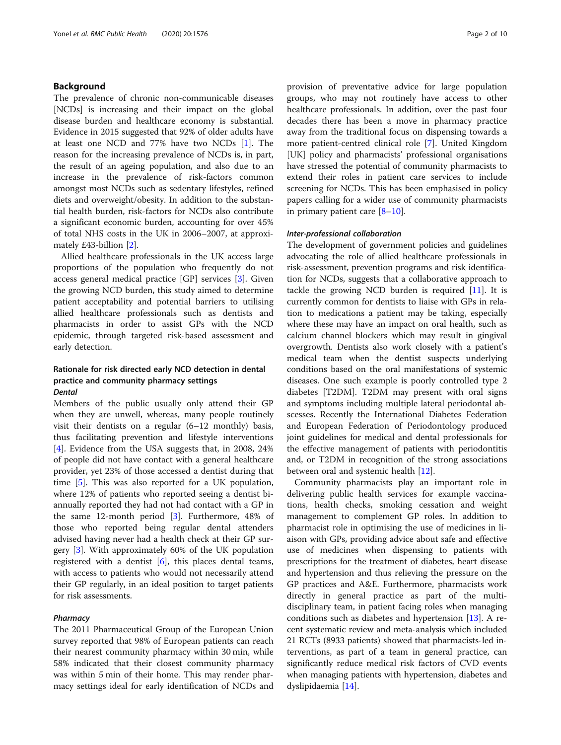## Background

The prevalence of chronic non-communicable diseases [NCDs] is increasing and their impact on the global disease burden and healthcare economy is substantial. Evidence in 2015 suggested that 92% of older adults have at least one NCD and 77% have two NCDs [1]. The reason for the increasing prevalence of NCDs is, in part, the result of an ageing population, and also due to an increase in the prevalence of risk-factors common amongst most NCDs such as sedentary lifestyles, refined diets and overweight/obesity. In addition to the substantial health burden, risk-factors for NCDs also contribute a significant economic burden, accounting for over 45% of total NHS costs in the UK in 2006–2007, at approximately £43-billion [2].

Allied healthcare professionals in the UK access large proportions of the population who frequently do not access general medical practice [GP] services [3]. Given the growing NCD burden, this study aimed to determine patient acceptability and potential barriers to utilising allied healthcare professionals such as dentists and pharmacists in order to assist GPs with the NCD epidemic, through targeted risk-based assessment and early detection.

### Rationale for risk directed early NCD detection in dental practice and community pharmacy settings

#### *Dental*

Members of the public usually only attend their GP when they are unwell, whereas, many people routinely visit their dentists on a regular (6–12 monthly) basis, thus facilitating prevention and lifestyle interventions [4]. Evidence from the USA suggests that, in 2008, 24% of people did not have contact with a general healthcare provider, yet 23% of those accessed a dentist during that time [5]. This was also reported for a UK population, where 12% of patients who reported seeing a dentist bi-annually reported they had not had contact with a GP in the same 12-month period [3]. Furthermore, 48% of those who reported being regular dental attenders advised having never had a health check at their GP surgery [3]. With approximately 60% of the UK population registered with a dentist [6], this places dental teams, with access to patients who would not necessarily attend their GP regularly, in an ideal position to target patients for risk assessments.

#### *Pharmacy*

The 2011 Pharmaceutical Group of the European Union survey reported that 98% of European patients can reach their nearest community pharmacy within 30 min, while 58% indicated that their closest community pharmacy was within 5 min of their home. This may render pharmacy settings ideal for early identification of NCDs and provision of preventative advice for large population groups, who may not routinely have access to other healthcare professionals. In addition, over the past four decades there has been a move in pharmacy practice away from the traditional focus on dispensing towards a more patient-centred clinical role [7]. United Kingdom [UK] policy and pharmacists' professional organisations have stressed the potential of community pharmacists to extend their roles in patient care services to include screening for NCDs. This has been emphasised in policy papers calling for a wider use of community pharmacists in primary patient care [8–10].

#### *Inter-professional collaboration*

The development of government policies and guidelines advocating the role of allied healthcare professionals in risk-assessment, prevention programs and risk identification for NCDs, suggests that a collaborative approach to tackle the growing NCD burden is required [11]. It is currently common for dentists to liaise with GPs in relation to medications a patient may be taking, especially where these may have an impact on oral health, such as calcium channel blockers which may result in gingival overgrowth. Dentists also work closely with a patient's medical team when the dentist suspects underlying conditions based on the oral manifestations of systemic diseases. One such example is poorly controlled type 2 diabetes [T2DM]. T2DM may present with oral signs and symptoms including multiple lateral periodontal abscesses. Recently the International Diabetes Federation and European Federation of Periodontology produced joint guidelines for medical and dental professionals for the effective management of patients with periodontitis and, or T2DM in recognition of the strong associations between oral and systemic health [12].

Community pharmacists play an important role in delivering public health services for example vaccinations, health checks, smoking cessation and weight management to complement GP roles. In addition to pharmacist role in optimising the use of medicines in liaison with GPs, providing advice about safe and effective use of medicines when dispensing to patients with prescriptions for the treatment of diabetes, heart disease and hypertension and thus relieving the pressure on the GP practices and A&E. Furthermore, pharmacists work directly in general practice as part of the multidisciplinary team, in patient facing roles when managing conditions such as diabetes and hypertension [13]. A recent systematic review and meta-analysis which included 21 RCTs (8933 patients) showed that pharmacists-led interventions, as part of a team in general practice, can significantly reduce medical risk factors of CVD events when managing patients with hypertension, diabetes and dyslipidaemia [14].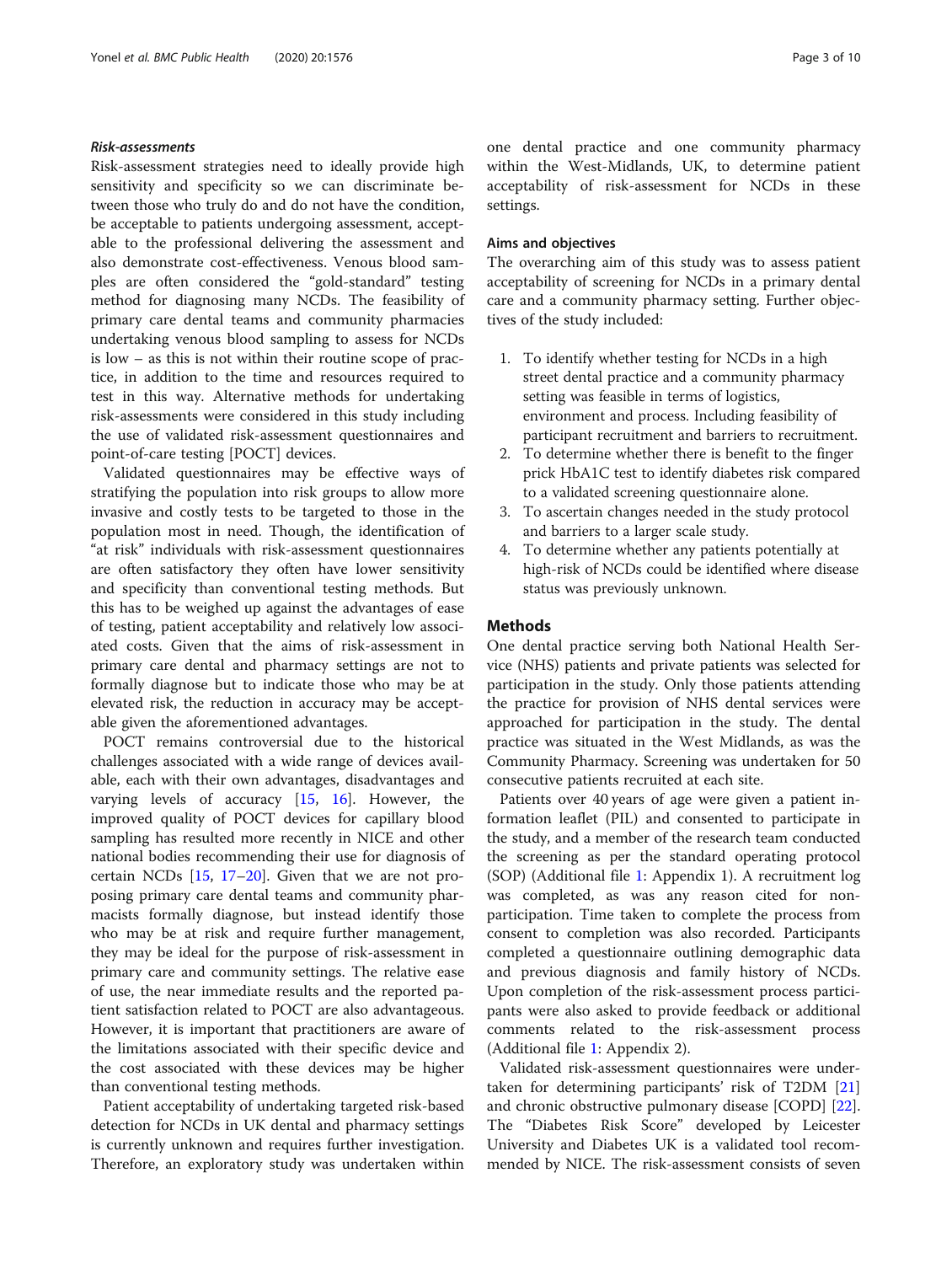#### *Risk-assessments*

Risk-assessment strategies need to ideally provide high sensitivity and specificity so we can discriminate between those who truly do and do not have the condition, be acceptable to patients undergoing assessment, acceptable to the professional delivering the assessment and also demonstrate cost-effectiveness. Venous blood samples are often considered the "gold-standard" testing method for diagnosing many NCDs. The feasibility of primary care dental teams and community pharmacies undertaking venous blood sampling to assess for NCDs is low – as this is not within their routine scope of practice, in addition to the time and resources required to test in this way. Alternative methods for undertaking risk-assessments were considered in this study including the use of validated risk-assessment questionnaires and point-of-care testing [POCT] devices.

Validated questionnaires may be effective ways of stratifying the population into risk groups to allow more invasive and costly tests to be targeted to those in the population most in need. Though, the identification of "at risk" individuals with risk-assessment questionnaires are often satisfactory they often have lower sensitivity and specificity than conventional testing methods. But this has to be weighed up against the advantages of ease of testing, patient acceptability and relatively low associated costs. Given that the aims of risk-assessment in primary care dental and pharmacy settings are not to formally diagnose but to indicate those who may be at elevated risk, the reduction in accuracy may be acceptable given the aforementioned advantages.

POCT remains controversial due to the historical challenges associated with a wide range of devices available, each with their own advantages, disadvantages and varying levels of accuracy [15, 16]. However, the improved quality of POCT devices for capillary blood sampling has resulted more recently in NICE and other national bodies recommending their use for diagnosis of certain NCDs [15, 17–20]. Given that we are not proposing primary care dental teams and community pharmacists formally diagnose, but instead identify those who may be at risk and require further management, they may be ideal for the purpose of risk-assessment in primary care and community settings. The relative ease of use, the near immediate results and the reported patient satisfaction related to POCT are also advantageous. However, it is important that practitioners are aware of the limitations associated with their specific device and the cost associated with these devices may be higher than conventional testing methods.

Patient acceptability of undertaking targeted risk-based detection for NCDs in UK dental and pharmacy settings is currently unknown and requires further investigation. Therefore, an exploratory study was undertaken within one dental practice and one community pharmacy within the West-Midlands, UK, to determine patient acceptability of risk-assessment for NCDs in these settings.

### Aims and objectives

The overarching aim of this study was to assess patient acceptability of screening for NCDs in a primary dental care and a community pharmacy setting. Further objectives of the study included:

1. To identify whether testing for NCDs in a high street dental practice and a community pharmacy setting was feasible in terms of logistics, environment and process. Including feasibility of participant recruitment and barriers to recruitment.
2. To determine whether there is benefit to the finger prick HbA1C test to identify diabetes risk compared to a validated screening questionnaire alone.
3. To ascertain changes needed in the study protocol and barriers to a larger scale study.
4. To determine whether any patients potentially at high-risk of NCDs could be identified where disease status was previously unknown.

## Methods

One dental practice serving both National Health Service (NHS) patients and private patients was selected for participation in the study. Only those patients attending the practice for provision of NHS dental services were approached for participation in the study. The dental practice was situated in the West Midlands, as was the Community Pharmacy. Screening was undertaken for 50 consecutive patients recruited at each site.

Patients over 40 years of age were given a patient information leaflet (PIL) and consented to participate in the study, and a member of the research team conducted the screening as per the standard operating protocol (SOP) (Additional file 1: Appendix 1). A recruitment log was completed, as was any reason cited for non-participation. Time taken to complete the process from consent to completion was also recorded. Participants completed a questionnaire outlining demographic data and previous diagnosis and family history of NCDs. Upon completion of the risk-assessment process participants were also asked to provide feedback or additional comments related to the risk-assessment process (Additional file 1: Appendix 2).

Validated risk-assessment questionnaires were undertaken for determining participants' risk of T2DM [21] and chronic obstructive pulmonary disease [COPD] [22]. The "Diabetes Risk Score" developed by Leicester University and Diabetes UK is a validated tool recommended by NICE. The risk-assessment consists of seven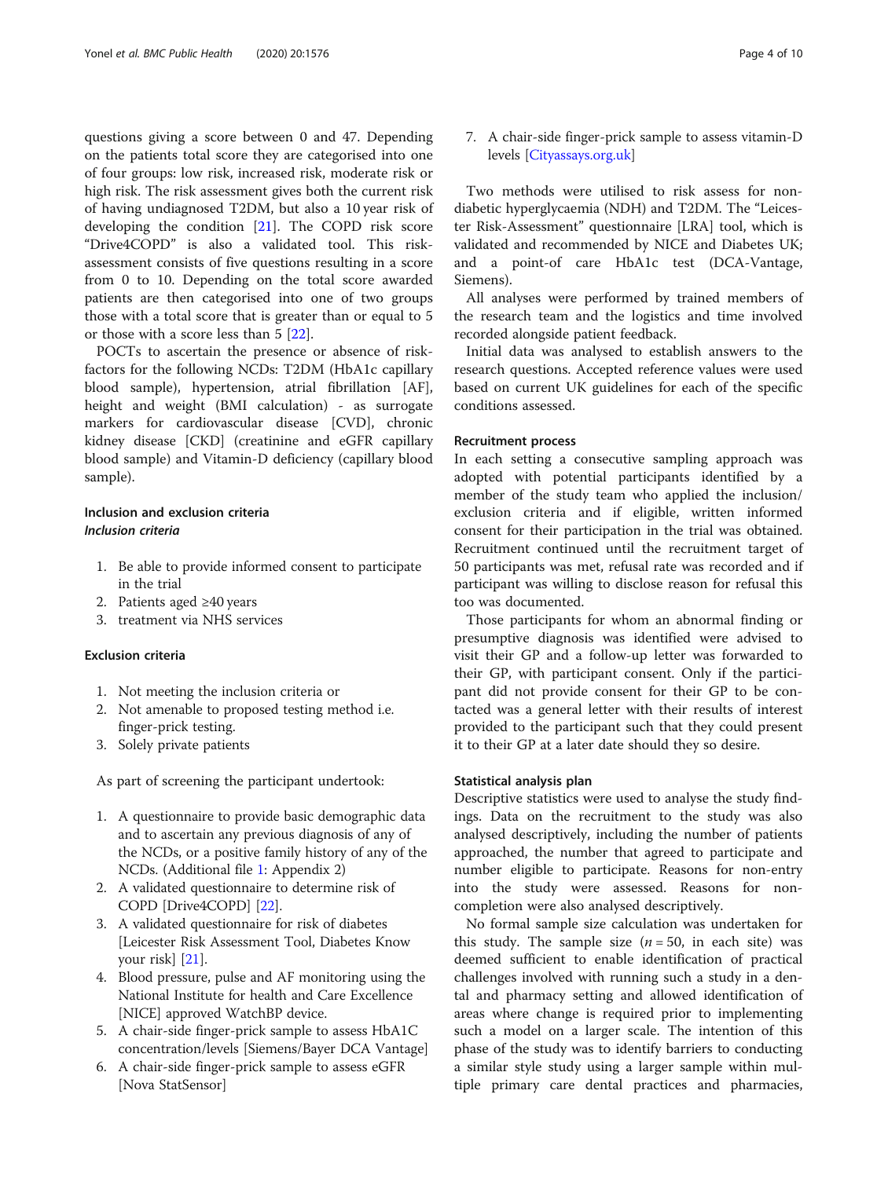questions giving a score between 0 and 47. Depending on the patients total score they are categorised into one of four groups: low risk, increased risk, moderate risk or high risk. The risk assessment gives both the current risk of having undiagnosed T2DM, but also a 10 year risk of developing the condition [21]. The COPD risk score "Drive4COPD" is also a validated tool. This risk-assessment consists of five questions resulting in a score from 0 to 10. Depending on the total score awarded patients are then categorised into one of two groups those with a total score that is greater than or equal to 5 or those with a score less than 5 [22].

POCTs to ascertain the presence or absence of risk-factors for the following NCDs: T2DM (HbA1c capillary blood sample), hypertension, atrial fibrillation [AF], height and weight (BMI calculation) - as surrogate markers for cardiovascular disease [CVD], chronic kidney disease [CKD] (creatinine and eGFR capillary blood sample) and Vitamin-D deficiency (capillary blood sample).

## Inclusion and exclusion criteria

### *Inclusion criteria*

1. Be able to provide informed consent to participate in the trial
2. Patients aged ≥40 years
3. treatment via NHS services

### Exclusion criteria

1. Not meeting the inclusion criteria or
2. Not amenable to proposed testing method i.e. finger-prick testing.
3. Solely private patients

As part of screening the participant undertook:

1. A questionnaire to provide basic demographic data and to ascertain any previous diagnosis of any of the NCDs, or a positive family history of any of the NCDs. (Additional file 1: Appendix 2)
2. A validated questionnaire to determine risk of COPD [Drive4COPD] [22].
3. A validated questionnaire for risk of diabetes [Leicester Risk Assessment Tool, Diabetes Know your risk] [21].
4. Blood pressure, pulse and AF monitoring using the National Institute for health and Care Excellence [NICE] approved WatchBP device.
5. A chair-side finger-prick sample to assess HbA1C concentration/levels [Siemens/Bayer DCA Vantage]
6. A chair-side finger-prick sample to assess eGFR [Nova StatSensor]
7. A chair-side finger-prick sample to assess vitamin-D levels [Cityassays.org.uk]

Two methods were utilised to risk assess for non-diabetic hyperglycaemia (NDH) and T2DM. The "Leicester Risk-Assessment" questionnaire [LRA] tool, which is validated and recommended by NICE and Diabetes UK; and a point-of care HbA1c test (DCA-Vantage, Siemens).

All analyses were performed by trained members of the research team and the logistics and time involved recorded alongside patient feedback.

Initial data was analysed to establish answers to the research questions. Accepted reference values were used based on current UK guidelines for each of the specific conditions assessed.

## Recruitment process

In each setting a consecutive sampling approach was adopted with potential participants identified by a member of the study team who applied the inclusion/exclusion criteria and if eligible, written informed consent for their participation in the trial was obtained. Recruitment continued until the recruitment target of 50 participants was met, refusal rate was recorded and if participant was willing to disclose reason for refusal this too was documented.

Those participants for whom an abnormal finding or presumptive diagnosis was identified were advised to visit their GP and a follow-up letter was forwarded to their GP, with participant consent. Only if the participant did not provide consent for their GP to be contacted was a general letter with their results of interest provided to the participant such that they could present it to their GP at a later date should they so desire.

## Statistical analysis plan

Descriptive statistics were used to analyse the study findings. Data on the recruitment to the study was also analysed descriptively, including the number of patients approached, the number that agreed to participate and number eligible to participate. Reasons for non-entry into the study were assessed. Reasons for non-completion were also analysed descriptively.

No formal sample size calculation was undertaken for this study. The sample size ($n = 50$, in each site) was deemed sufficient to enable identification of practical challenges involved with running such a study in a dental and pharmacy setting and allowed identification of areas where change is required prior to implementing such a model on a larger scale. The intention of this phase of the study was to identify barriers to conducting a similar style study using a larger sample within multiple primary care dental practices and pharmacies,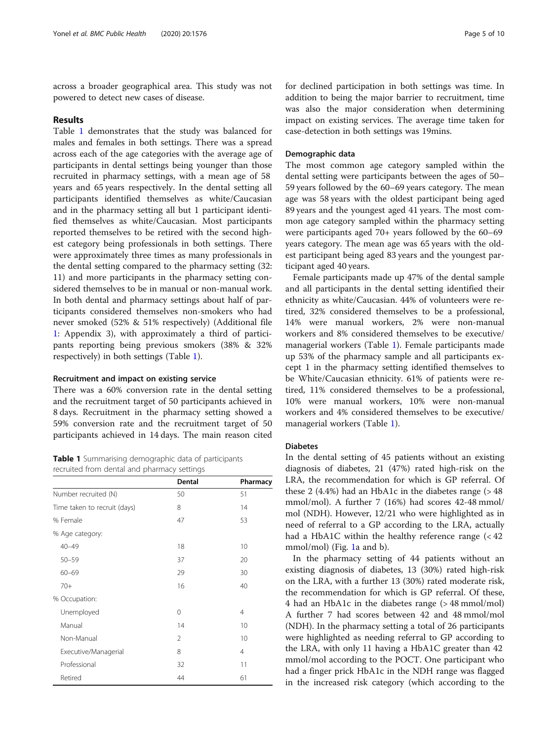across a broader geographical area. This study was not powered to detect new cases of disease.

## Results

Table 1 demonstrates that the study was balanced for males and females in both settings. There was a spread across each of the age categories with the average age of participants in dental settings being younger than those recruited in pharmacy settings, with a mean age of 58 years and 65 years respectively. In the dental setting all participants identified themselves as white/Caucasian and in the pharmacy setting all but 1 participant identified themselves as white/Caucasian. Most participants reported themselves to be retired with the second highest category being professionals in both settings. There were approximately three times as many professionals in the dental setting compared to the pharmacy setting (32: 11) and more participants in the pharmacy setting considered themselves to be in manual or non-manual work. In both dental and pharmacy settings about half of participants considered themselves non-smokers who had never smoked (52% & 51% respectively) (Additional file 1: Appendix 3), with approximately a third of participants reporting being previous smokers (38% & 32% respectively) in both settings (Table 1).

### Recruitment and impact on existing service

There was a 60% conversion rate in the dental setting and the recruitment target of 50 participants achieved in 8 days. Recruitment in the pharmacy setting showed a 59% conversion rate and the recruitment target of 50 participants achieved in 14 days. The main reason cited for declined participation in both settings was time. In addition to being the major barrier to recruitment, time was also the major consideration when determining impact on existing services. The average time taken for case-detection in both settings was 19mins.

**Table 1** Summarising demographic data of participants recruited from dental and pharmacy settings

| | Dental | Pharmacy |
|---|---|---|
| Number recruited (N) | 50 | 51 |
| Time taken to recruit (days) | 8 | 14 |
| % Female | 47 | 53 |
| % Age category: | | |
| 40–49 | 18 | 10 |
| 50–59 | 37 | 20 |
| 60–69 | 29 | 30 |
| 70+ | 16 | 40 |
| % Occupation: | | |
| Unemployed | 0 | 4 |
| Manual | 14 | 10 |
| Non-Manual | 2 | 10 |
| Executive/Managerial | 8 | 4 |
| Professional | 32 | 11 |
| Retired | 44 | 61 |

### Demographic data

The most common age category sampled within the dental setting were participants between the ages of 50–59 years followed by the 60–69 years category. The mean age was 58 years with the oldest participant being aged 89 years and the youngest aged 41 years. The most common age category sampled within the pharmacy setting were participants aged 70+ years followed by the 60–69 years category. The mean age was 65 years with the oldest participant being aged 83 years and the youngest participant aged 40 years.

Female participants made up 47% of the dental sample and all participants in the dental setting identified their ethnicity as white/Caucasian. 44% of volunteers were retired, 32% considered themselves to be a professional, 14% were manual workers, 2% were non-manual workers and 8% considered themselves to be executive/managerial workers (Table 1). Female participants made up 53% of the pharmacy sample and all participants except 1 in the pharmacy setting identified themselves to be White/Caucasian ethnicity. 61% of patients were retired, 11% considered themselves to be a professional, 10% were manual workers, 10% were non-manual workers and 4% considered themselves to be executive/managerial workers (Table 1).

### Diabetes

In the dental setting of 45 patients without an existing diagnosis of diabetes, 21 (47%) rated high-risk on the LRA, the recommendation for which is GP referral. Of these 2 (4.4%) had an HbA1c in the diabetes range (> 48 mmol/mol). A further 7 (16%) had scores 42-48 mmol/mol (NDH). However, 12/21 who were highlighted as in need of referral to a GP according to the LRA, actually had a HbA1C within the healthy reference range (< 42 mmol/mol) (Fig. 1a and b).

In the pharmacy setting of 44 patients without an existing diagnosis of diabetes, 13 (30%) rated high-risk on the LRA, with a further 13 (30%) rated moderate risk, the recommendation for which is GP referral. Of these, 4 had an HbA1c in the diabetes range (> 48 mmol/mol) A further 7 had scores between 42 and 48 mmol/mol (NDH). In the pharmacy setting a total of 26 participants were highlighted as needing referral to GP according to the LRA, with only 11 having a HbA1C greater than 42 mmol/mol according to the POCT. One participant who had a finger prick HbA1c in the NDH range was flagged in the increased risk category (which according to the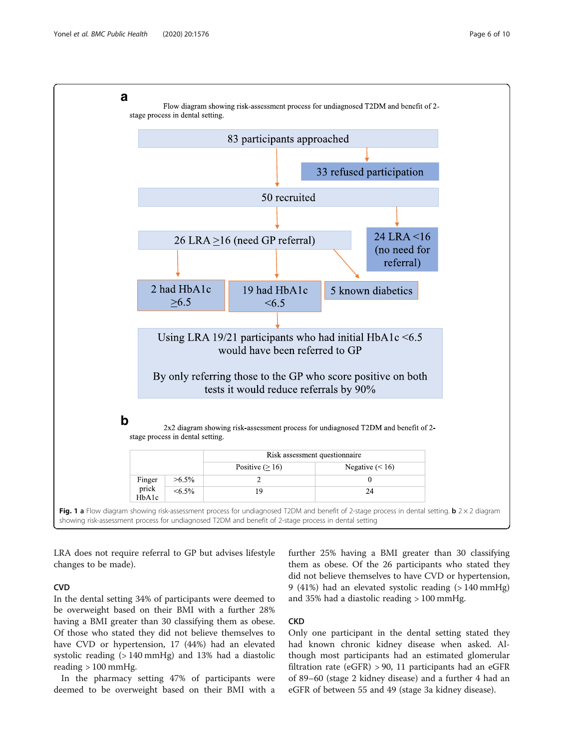**a**

Flow diagram showing risk-assessment process for undiagnosed T2DM and benefit of 2-stage process in dental setting.

83 participants approached

33 refused participation

50 recruited

26 LRA ≥16 (need GP referral)

24 LRA <16 (no need for referral)

2 had HbA1c ≥6.5

19 had HbA1c <6.5

5 known diabetics

Using LRA 19/21 participants who had initial HbA1c <6.5 would have been referred to GP

By only referring those to the GP who score positive on both tests it would reduce referrals by 90%

**b**

2x2 diagram showing risk-assessment process for undiagnosed T2DM and benefit of 2-stage process in dental setting.

| | | Risk assessment questionnaire | |
|---|---|---|---|
| | | Positive (≥ 16) | Negative (< 16) |
| Finger prick HbA1c | >6.5% | 2 | 0 |
| | <6.5% | 19 | 24 |

**Fig. 1 a** Flow diagram showing risk-assessment process for undiagnosed T2DM and benefit of 2-stage process in dental setting. **b** 2 × 2 diagram showing risk-assessment process for undiagnosed T2DM and benefit of 2-stage process in dental setting

LRA does not require referral to GP but advises lifestyle changes to be made).

### CVD

In the dental setting 34% of participants were deemed to be overweight based on their BMI with a further 28% having a BMI greater than 30 classifying them as obese. Of those who stated they did not believe themselves to have CVD or hypertension, 17 (44%) had an elevated systolic reading (> 140 mmHg) and 13% had a diastolic reading > 100 mmHg.

In the pharmacy setting 47% of participants were deemed to be overweight based on their BMI with a further 25% having a BMI greater than 30 classifying them as obese. Of the 26 participants who stated they did not believe themselves to have CVD or hypertension, 9 (41%) had an elevated systolic reading (> 140 mmHg) and 35% had a diastolic reading > 100 mmHg.

### CKD

Only one participant in the dental setting stated they had known chronic kidney disease when asked. Although most participants had an estimated glomerular filtration rate (eGFR) > 90, 11 participants had an eGFR of 89–60 (stage 2 kidney disease) and a further 4 had an eGFR of between 55 and 49 (stage 3a kidney disease).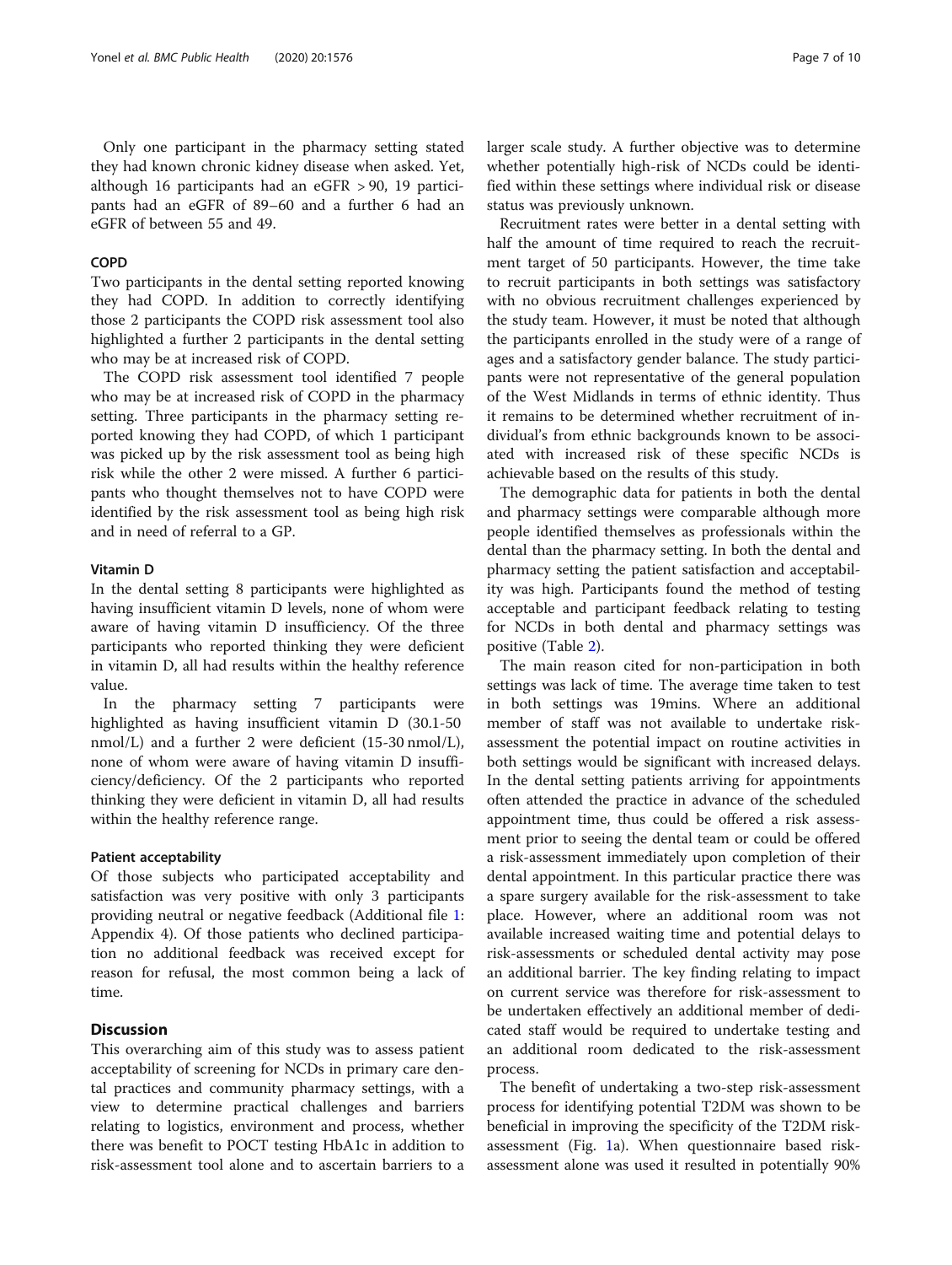Only one participant in the pharmacy setting stated they had known chronic kidney disease when asked. Yet, although 16 participants had an eGFR > 90, 19 participants had an eGFR of 89–60 and a further 6 had an eGFR of between 55 and 49.

### COPD

Two participants in the dental setting reported knowing they had COPD. In addition to correctly identifying those 2 participants the COPD risk assessment tool also highlighted a further 2 participants in the dental setting who may be at increased risk of COPD.

The COPD risk assessment tool identified 7 people who may be at increased risk of COPD in the pharmacy setting. Three participants in the pharmacy setting reported knowing they had COPD, of which 1 participant was picked up by the risk assessment tool as being high risk while the other 2 were missed. A further 6 participants who thought themselves not to have COPD were identified by the risk assessment tool as being high risk and in need of referral to a GP.

### Vitamin D

In the dental setting 8 participants were highlighted as having insufficient vitamin D levels, none of whom were aware of having vitamin D insufficiency. Of the three participants who reported thinking they were deficient in vitamin D, all had results within the healthy reference value.

In the pharmacy setting 7 participants were highlighted as having insufficient vitamin D (30.1-50 nmol/L) and a further 2 were deficient (15-30 nmol/L), none of whom were aware of having vitamin D insufficiency/deficiency. Of the 2 participants who reported thinking they were deficient in vitamin D, all had results within the healthy reference range.

### Patient acceptability

Of those subjects who participated acceptability and satisfaction was very positive with only 3 participants providing neutral or negative feedback (Additional file 1: Appendix 4). Of those patients who declined participation no additional feedback was received except for reason for refusal, the most common being a lack of time.

## Discussion

This overarching aim of this study was to assess patient acceptability of screening for NCDs in primary care dental practices and community pharmacy settings, with a view to determine practical challenges and barriers relating to logistics, environment and process, whether there was benefit to POCT testing HbA1c in addition to risk-assessment tool alone and to ascertain barriers to a larger scale study. A further objective was to determine whether potentially high-risk of NCDs could be identified within these settings where individual risk or disease status was previously unknown.

Recruitment rates were better in a dental setting with half the amount of time required to reach the recruitment target of 50 participants. However, the time take to recruit participants in both settings was satisfactory with no obvious recruitment challenges experienced by the study team. However, it must be noted that although the participants enrolled in the study were of a range of ages and a satisfactory gender balance. The study participants were not representative of the general population of the West Midlands in terms of ethnic identity. Thus it remains to be determined whether recruitment of individual's from ethnic backgrounds known to be associated with increased risk of these specific NCDs is achievable based on the results of this study.

The demographic data for patients in both the dental and pharmacy settings were comparable although more people identified themselves as professionals within the dental than the pharmacy setting. In both the dental and pharmacy setting the patient satisfaction and acceptability was high. Participants found the method of testing acceptable and participant feedback relating to testing for NCDs in both dental and pharmacy settings was positive (Table 2).

The main reason cited for non-participation in both settings was lack of time. The average time taken to test in both settings was 19mins. Where an additional member of staff was not available to undertake risk-assessment the potential impact on routine activities in both settings would be significant with increased delays. In the dental setting patients arriving for appointments often attended the practice in advance of the scheduled appointment time, thus could be offered a risk assessment prior to seeing the dental team or could be offered a risk-assessment immediately upon completion of their dental appointment. In this particular practice there was a spare surgery available for the risk-assessment to take place. However, where an additional room was not available increased waiting time and potential delays to risk-assessments or scheduled dental activity may pose an additional barrier. The key finding relating to impact on current service was therefore for risk-assessment to be undertaken effectively an additional member of dedicated staff would be required to undertake testing and an additional room dedicated to the risk-assessment process.

The benefit of undertaking a two-step risk-assessment process for identifying potential T2DM was shown to be beneficial in improving the specificity of the T2DM risk-assessment (Fig. 1a). When questionnaire based risk-assessment alone was used it resulted in potentially 90%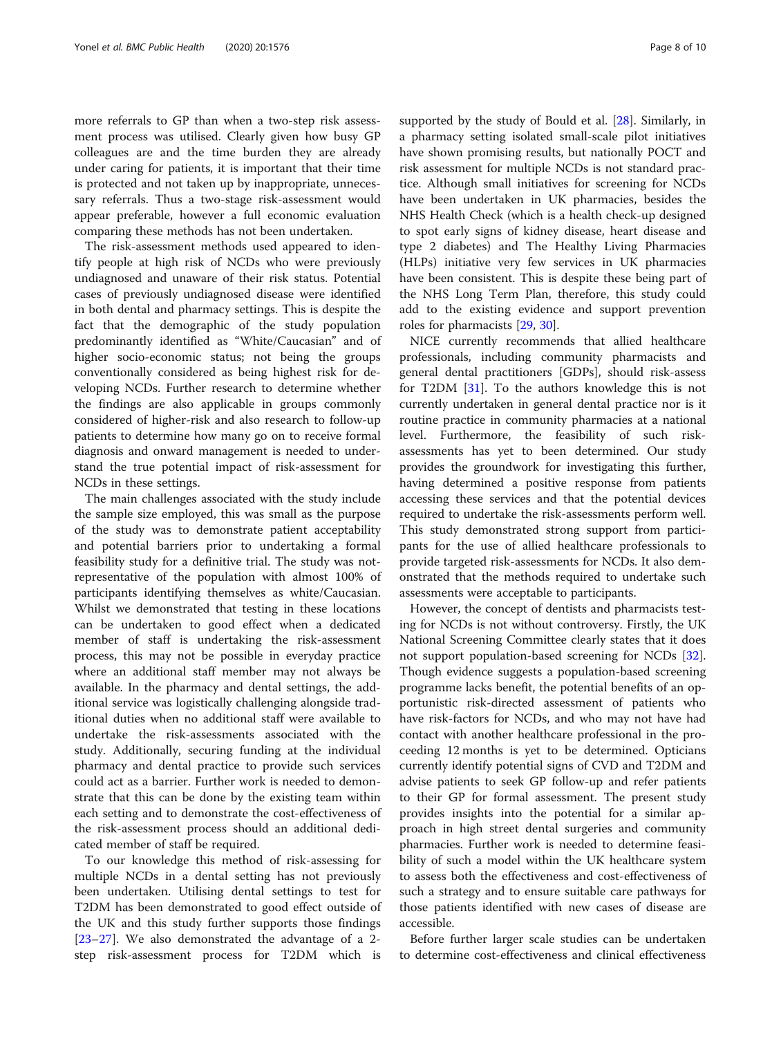more referrals to GP than when a two-step risk assessment process was utilised. Clearly given how busy GP colleagues are and the time burden they are already under caring for patients, it is important that their time is protected and not taken up by inappropriate, unnecessary referrals. Thus a two-stage risk-assessment would appear preferable, however a full economic evaluation comparing these methods has not been undertaken.

The risk-assessment methods used appeared to identify people at high risk of NCDs who were previously undiagnosed and unaware of their risk status. Potential cases of previously undiagnosed disease were identified in both dental and pharmacy settings. This is despite the fact that the demographic of the study population predominantly identified as "White/Caucasian" and of higher socio-economic status; not being the groups conventionally considered as being highest risk for developing NCDs. Further research to determine whether the findings are also applicable in groups commonly considered of higher-risk and also research to follow-up patients to determine how many go on to receive formal diagnosis and onward management is needed to understand the true potential impact of risk-assessment for NCDs in these settings.

The main challenges associated with the study include the sample size employed, this was small as the purpose of the study was to demonstrate patient acceptability and potential barriers prior to undertaking a formal feasibility study for a definitive trial. The study was not-representative of the population with almost 100% of participants identifying themselves as white/Caucasian. Whilst we demonstrated that testing in these locations can be undertaken to good effect when a dedicated member of staff is undertaking the risk-assessment process, this may not be possible in everyday practice where an additional staff member may not always be available. In the pharmacy and dental settings, the additional service was logistically challenging alongside traditional duties when no additional staff were available to undertake the risk-assessments associated with the study. Additionally, securing funding at the individual pharmacy and dental practice to provide such services could act as a barrier. Further work is needed to demonstrate that this can be done by the existing team within each setting and to demonstrate the cost-effectiveness of the risk-assessment process should an additional dedicated member of staff be required.

To our knowledge this method of risk-assessing for multiple NCDs in a dental setting has not previously been undertaken. Utilising dental settings to test for T2DM has been demonstrated to good effect outside of the UK and this study further supports those findings [23–27]. We also demonstrated the advantage of a 2-step risk-assessment process for T2DM which is supported by the study of Bould et al. [28]. Similarly, in a pharmacy setting isolated small-scale pilot initiatives have shown promising results, but nationally POCT and risk assessment for multiple NCDs is not standard practice. Although small initiatives for screening for NCDs have been undertaken in UK pharmacies, besides the NHS Health Check (which is a health check-up designed to spot early signs of kidney disease, heart disease and type 2 diabetes) and The Healthy Living Pharmacies (HLPs) initiative very few services in UK pharmacies have been consistent. This is despite these being part of the NHS Long Term Plan, therefore, this study could add to the existing evidence and support prevention roles for pharmacists [29, 30].

NICE currently recommends that allied healthcare professionals, including community pharmacists and general dental practitioners [GDPs], should risk-assess for T2DM [31]. To the authors knowledge this is not currently undertaken in general dental practice nor is it routine practice in community pharmacies at a national level. Furthermore, the feasibility of such risk-assessments has yet to been determined. Our study provides the groundwork for investigating this further, having determined a positive response from patients accessing these services and that the potential devices required to undertake the risk-assessments perform well. This study demonstrated strong support from participants for the use of allied healthcare professionals to provide targeted risk-assessments for NCDs. It also demonstrated that the methods required to undertake such assessments were acceptable to participants.

However, the concept of dentists and pharmacists testing for NCDs is not without controversy. Firstly, the UK National Screening Committee clearly states that it does not support population-based screening for NCDs [32]. Though evidence suggests a population-based screening programme lacks benefit, the potential benefits of an opportunistic risk-directed assessment of patients who have risk-factors for NCDs, and who may not have had contact with another healthcare professional in the proceeding 12 months is yet to be determined. Opticians currently identify potential signs of CVD and T2DM and advise patients to seek GP follow-up and refer patients to their GP for formal assessment. The present study provides insights into the potential for a similar approach in high street dental surgeries and community pharmacies. Further work is needed to determine feasibility of such a model within the UK healthcare system to assess both the effectiveness and cost-effectiveness of such a strategy and to ensure suitable care pathways for those patients identified with new cases of disease are accessible.

Before further larger scale studies can be undertaken to determine cost-effectiveness and clinical effectiveness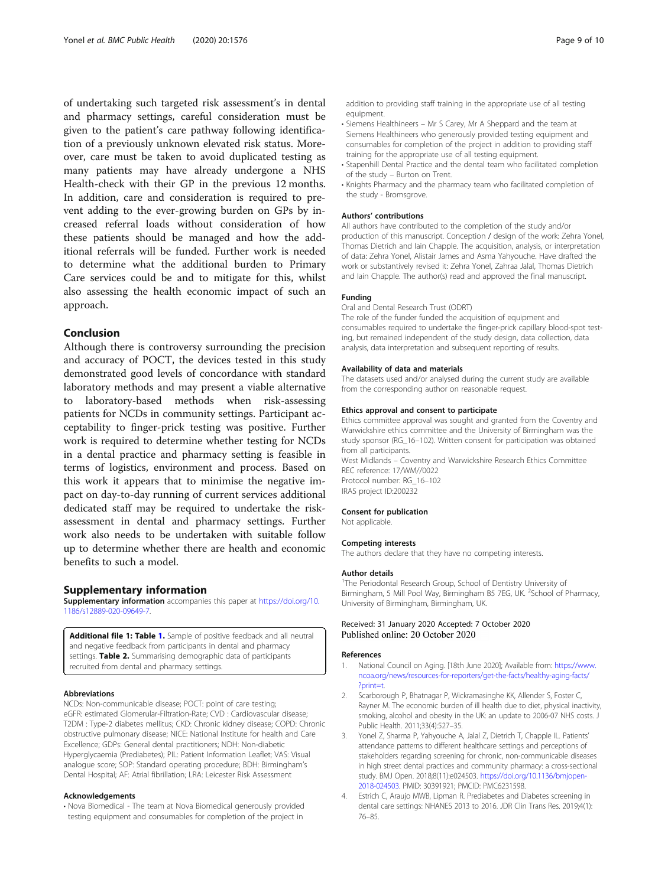of undertaking such targeted risk assessment's in dental and pharmacy settings, careful consideration must be given to the patient's care pathway following identification of a previously unknown elevated risk status. Moreover, care must be taken to avoid duplicated testing as many patients may have already undergone a NHS Health-check with their GP in the previous 12 months. In addition, care and consideration is required to prevent adding to the ever-growing burden on GPs by increased referral loads without consideration of how these patients should be managed and how the additional referrals will be funded. Further work is needed to determine what the additional burden to Primary Care services could be and to mitigate for this, whilst also assessing the health economic impact of such an approach.

## Conclusion

Although there is controversy surrounding the precision and accuracy of POCT, the devices tested in this study demonstrated good levels of concordance with standard laboratory methods and may present a viable alternative to laboratory-based methods when risk-assessing patients for NCDs in community settings. Participant acceptability to finger-prick testing was positive. Further work is required to determine whether testing for NCDs in a dental practice and pharmacy setting is feasible in terms of logistics, environment and process. Based on this work it appears that to minimise the negative impact on day-to-day running of current services additional dedicated staff may be required to undertake the risk-assessment in dental and pharmacy settings. Further work also needs to be undertaken with suitable follow up to determine whether there are health and economic benefits to such a model.

## Supplementary information

**Supplementary information** accompanies this paper at https://doi.org/10.1186/s12889-020-09649-7.

**Additional file 1: Table 1.** Sample of positive feedback and all neutral and negative feedback from participants in dental and pharmacy settings. **Table 2.** Summarising demographic data of participants recruited from dental and pharmacy settings.

### Abbreviations

NCDs: Non-communicable disease; POCT: point of care testing; eGFR: estimated Glomerular-Filtration-Rate; CVD : Cardiovascular disease; T2DM : Type-2 diabetes mellitus; CKD: Chronic kidney disease; COPD: Chronic obstructive pulmonary disease; NICE: National Institute for health and Care Excellence; GDPs: General dental practitioners; NDH: Non-diabetic Hyperglycaemia (Prediabetes); PIL: Patient Information Leaflet; VAS: Visual analogue score; SOP: Standard operating procedure; BDH: Birmingham's Dental Hospital; AF: Atrial fibrillation; LRA: Leicester Risk Assessment

### Acknowledgements

- Nova Biomedical - The team at Nova Biomedical generously provided testing equipment and consumables for completion of the project in addition to providing staff training in the appropriate use of all testing equipment.
- Siemens Healthineers – Mr S Carey, Mr A Sheppard and the team at Siemens Healthineers who generously provided testing equipment and consumables for completion of the project in addition to providing staff training for the appropriate use of all testing equipment.
- Stapenhill Dental Practice and the dental team who facilitated completion of the study – Burton on Trent.
- Knights Pharmacy and the pharmacy team who facilitated completion of the study - Bromsgrove.

### Authors' contributions

All authors have contributed to the completion of the study and/or production of this manuscript. Conception / design of the work: Zehra Yonel, Thomas Dietrich and Iain Chapple. The acquisition, analysis, or interpretation of data: Zehra Yonel, Alistair James and Asma Yahyouche. Have drafted the work or substantively revised it: Zehra Yonel, Zahraa Jalal, Thomas Dietrich and Iain Chapple. The author(s) read and approved the final manuscript.

### Funding

Oral and Dental Research Trust (ODRT)

The role of the funder funded the acquisition of equipment and consumables required to undertake the finger-prick capillary blood-spot testing, but remained independent of the study design, data collection, data analysis, data interpretation and subsequent reporting of results.

### Availability of data and materials

The datasets used and/or analysed during the current study are available from the corresponding author on reasonable request.

### Ethics approval and consent to participate

Ethics committee approval was sought and granted from the Coventry and Warwickshire ethics committee and the University of Birmingham was the study sponsor (RG_16–102). Written consent for participation was obtained from all participants.

West Midlands – Coventry and Warwickshire Research Ethics Committee

REC reference: 17/WM//0022

Protocol number: RG_16–102

IRAS project ID:200232

### Consent for publication

Not applicable.

### Competing interests

The authors declare that they have no competing interests.

### Author details

[1]The Periodontal Research Group, School of Dentistry University of Birmingham, 5 Mill Pool Way, Birmingham B5 7EG, UK. [2]School of Pharmacy, University of Birmingham, Birmingham, UK.

Received: 31 January 2020 Accepted: 7 October 2020
Published online: 20 October 2020

### References

1. National Council on Aging. [18th June 2020]; Available from: https://www.ncoa.org/news/resources-for-reporters/get-the-facts/healthy-aging-facts/?print=t.
2. Scarborough P, Bhatnagar P, Wickramasinghe KK, Allender S, Foster C, Rayner M. The economic burden of ill health due to diet, physical inactivity, smoking, alcohol and obesity in the UK: an update to 2006-07 NHS costs. J Public Health. 2011;33(4):527–35.
3. Yonel Z, Sharma P, Yahyouche A, Jalal Z, Dietrich T, Chapple IL. Patients' attendance patterns to different healthcare settings and perceptions of stakeholders regarding screening for chronic, non-communicable diseases in high street dental practices and community pharmacy: a cross-sectional study. BMJ Open. 2018;8(11):e024503. https://doi.org/10.1136/bmjopen-2018-024503. PMID: 30391921; PMCID: PMC6231598.
4. Estrich C, Araujo MWB, Lipman R. Prediabetes and Diabetes screening in dental care settings: NHANES 2013 to 2016. JDR Clin Trans Res. 2019;4(1):76–85.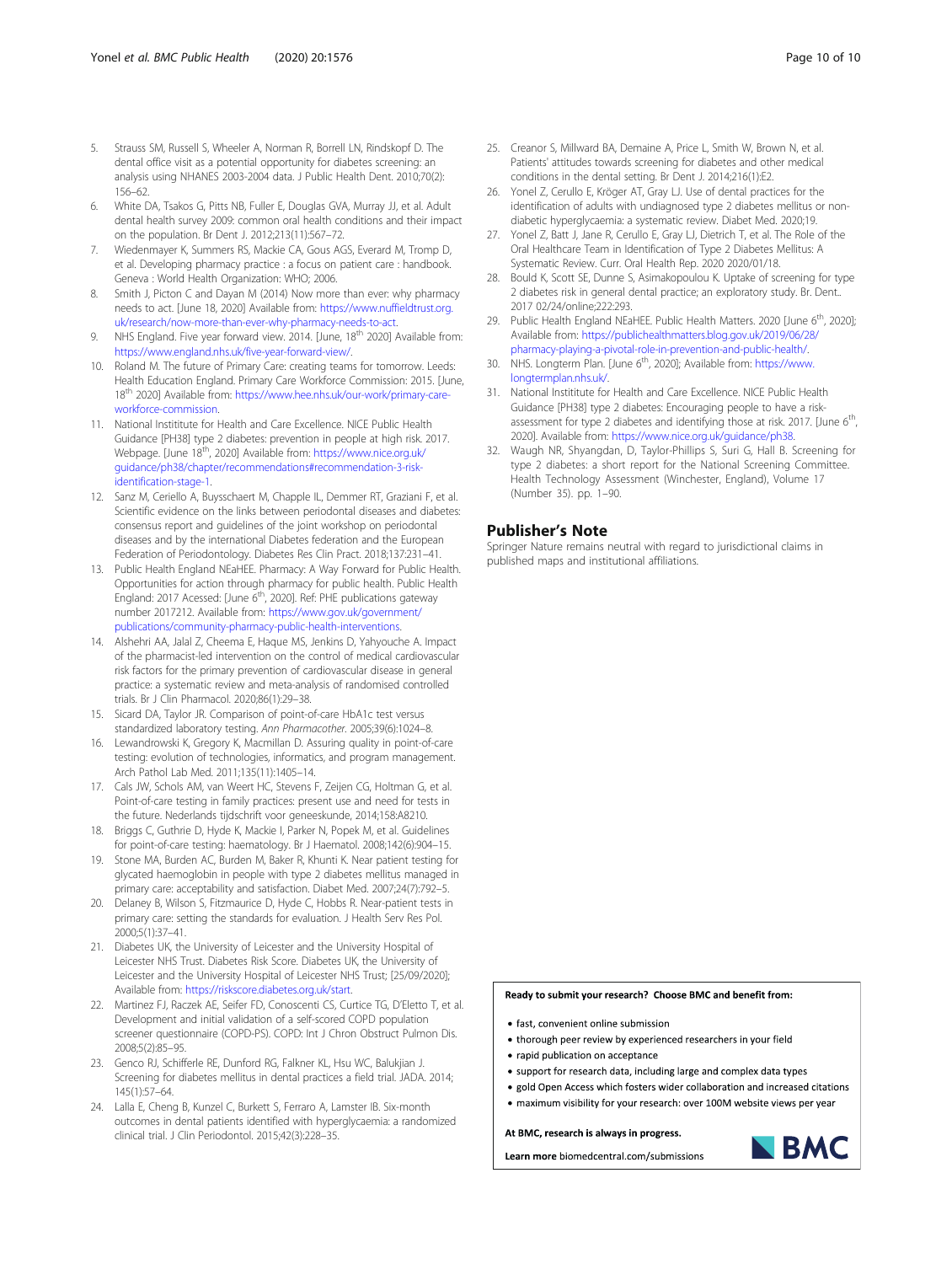5. Strauss SM, Russell S, Wheeler A, Norman R, Borrell LN, Rindskopf D. The dental office visit as a potential opportunity for diabetes screening: an analysis using NHANES 2003-2004 data. J Public Health Dent. 2010;70(2): 156–62.
6. White DA, Tsakos G, Pitts NB, Fuller E, Douglas GVA, Murray JJ, et al. Adult dental health survey 2009: common oral health conditions and their impact on the population. Br Dent J. 2012;213(11):567–72.
7. Wiedenmayer K, Summers RS, Mackie CA, Gous AGS, Everard M, Tromp D, et al. Developing pharmacy practice : a focus on patient care : handbook. Geneva : World Health Organization: WHO; 2006.
8. Smith J, Picton C and Dayan M (2014) Now more than ever: why pharmacy needs to act. [June 18, 2020] Available from: https://www.nuffieldtrust.org.uk/research/now-more-than-ever-why-pharmacy-needs-to-act.
9. NHS England. Five year forward view. 2014. [June, 18th 2020] Available from: https://www.england.nhs.uk/five-year-forward-view/.
10. Roland M. The future of Primary Care: creating teams for tomorrow. Leeds: Health Education England. Primary Care Workforce Commission: 2015. [June, 18th 2020] Available from: https://www.hee.nhs.uk/our-work/primary-care-workforce-commission.
11. National Instititute for Health and Care Excellence. NICE Public Health Guidance [PH38] type 2 diabetes: prevention in people at high risk. 2017. Webpage. [June 18th, 2020] Available from: https://www.nice.org.uk/guidance/ph38/chapter/recommendations#recommendation-3-risk-identification-stage-1.
12. Sanz M, Ceriello A, Buysschaert M, Chapple IL, Demmer RT, Graziani F, et al. Scientific evidence on the links between periodontal diseases and diabetes: consensus report and guidelines of the joint workshop on periodontal diseases and by the international Diabetes federation and the European Federation of Periodontology. Diabetes Res Clin Pract. 2018;137:231–41.
13. Public Health England NEaHEE. Pharmacy: A Way Forward for Public Health. Opportunities for action through pharmacy for public health. Public Health England: 2017 Acessed: [June 6th, 2020]. Ref: PHE publications gateway number 2017212. Available from: https://www.gov.uk/government/publications/community-pharmacy-public-health-interventions.
14. Alshehri AA, Jalal Z, Cheema E, Haque MS, Jenkins D, Yahyouche A. Impact of the pharmacist-led intervention on the control of medical cardiovascular risk factors for the primary prevention of cardiovascular disease in general practice: a systematic review and meta-analysis of randomised controlled trials. Br J Clin Pharmacol. 2020;86(1):29–38.
15. Sicard DA, Taylor JR. Comparison of point-of-care HbA1c test versus standardized laboratory testing. *Ann Pharmacother*. 2005;39(6):1024–8.
16. Lewandrowski K, Gregory K, Macmillan D. Assuring quality in point-of-care testing: evolution of technologies, informatics, and program management. Arch Pathol Lab Med. 2011;135(11):1405–14.
17. Cals JW, Schols AM, van Weert HC, Stevens F, Zeijen CG, Holtman G, et al. Point-of-care testing in family practices: present use and need for tests in the future. Nederlands tijdschrift voor geneeskunde, 2014;158:A8210.
18. Briggs C, Guthrie D, Hyde K, Mackie I, Parker N, Popek M, et al. Guidelines for point-of-care testing: haematology. Br J Haematol. 2008;142(6):904–15.
19. Stone MA, Burden AC, Burden M, Baker R, Khunti K. Near patient testing for glycated haemoglobin in people with type 2 diabetes mellitus managed in primary care: acceptability and satisfaction. Diabet Med. 2007;24(7):792–5.
20. Delaney B, Wilson S, Fitzmaurice D, Hyde C, Hobbs R. Near-patient tests in primary care: setting the standards for evaluation. J Health Serv Res Pol. 2000;5(1):37–41.
21. Diabetes UK, the University of Leicester and the University Hospital of Leicester NHS Trust. Diabetes Risk Score. Diabetes UK, the University of Leicester and the University Hospital of Leicester NHS Trust; [25/09/2020]; Available from: https://riskscore.diabetes.org.uk/start.
22. Martinez FJ, Raczek AE, Seifer FD, Conoscenti CS, Curtice TG, D'Eletto T, et al. Development and initial validation of a self-scored COPD population screener questionnaire (COPD-PS). COPD: Int J Chron Obstruct Pulmon Dis. 2008;5(2):85–95.
23. Genco RJ, Schifferle RE, Dunford RG, Falkner KL, Hsu WC, Balukjian J. Screening for diabetes mellitus in dental practices a field trial. JADA. 2014; 145(1):57–64.
24. Lalla E, Cheng B, Kunzel C, Burkett S, Ferraro A, Lamster IB. Six-month outcomes in dental patients identified with hyperglycaemia: a randomized clinical trial. J Clin Periodontol. 2015;42(3):228–35.
25. Creanor S, Millward BA, Demaine A, Price L, Smith W, Brown N, et al. Patients' attitudes towards screening for diabetes and other medical conditions in the dental setting. Br Dent J. 2014;216(1):E2.
26. Yonel Z, Cerullo E, Kröger AT, Gray LJ. Use of dental practices for the identification of adults with undiagnosed type 2 diabetes mellitus or non-diabetic hyperglycaemia: a systematic review. Diabet Med. 2020;19.
27. Yonel Z, Batt J, Jane R, Cerullo E, Gray LJ, Dietrich T, et al. The Role of the Oral Healthcare Team in Identification of Type 2 Diabetes Mellitus: A Systematic Review. Curr. Oral Health Rep. 2020 2020/01/18.
28. Bould K, Scott SE, Dunne S, Asimakopoulou K. Uptake of screening for type 2 diabetes risk in general dental practice; an exploratory study. Br. Dent.. 2017 02/24/online;222:293.
29. Public Health England NEaHEE. Public Health Matters. 2020 [June 6th, 2020]; Available from: https://publichealthmatters.blog.gov.uk/2019/06/28/pharmacy-playing-a-pivotal-role-in-prevention-and-public-health/.
30. NHS. Longterm Plan. [June 6th, 2020]; Available from: https://www.longtermplan.nhs.uk/.
31. National Instititute for Health and Care Excellence. NICE Public Health Guidance [PH38] type 2 diabetes: Encouraging people to have a risk-assessment for type 2 diabetes and identifying those at risk. 2017. [June 6th, 2020]. Available from: https://www.nice.org.uk/guidance/ph38.
32. Waugh NR, Shyangdan, D, Taylor-Phillips S, Suri G, Hall B. Screening for type 2 diabetes: a short report for the National Screening Committee. Health Technology Assessment (Winchester, England), Volume 17 (Number 35). pp. 1–90.

## Publisher's Note

Springer Nature remains neutral with regard to jurisdictional claims in published maps and institutional affiliations.

**Ready to submit your research? Choose BMC and benefit from:**

- fast, convenient online submission
- thorough peer review by experienced researchers in your field
- rapid publication on acceptance
- support for research data, including large and complex data types
- gold Open Access which fosters wider collaboration and increased citations
- maximum visibility for your research: over 100M website views per year

**At BMC, research is always in progress.**

**Learn more** biomedcentral.com/submissions

BMC